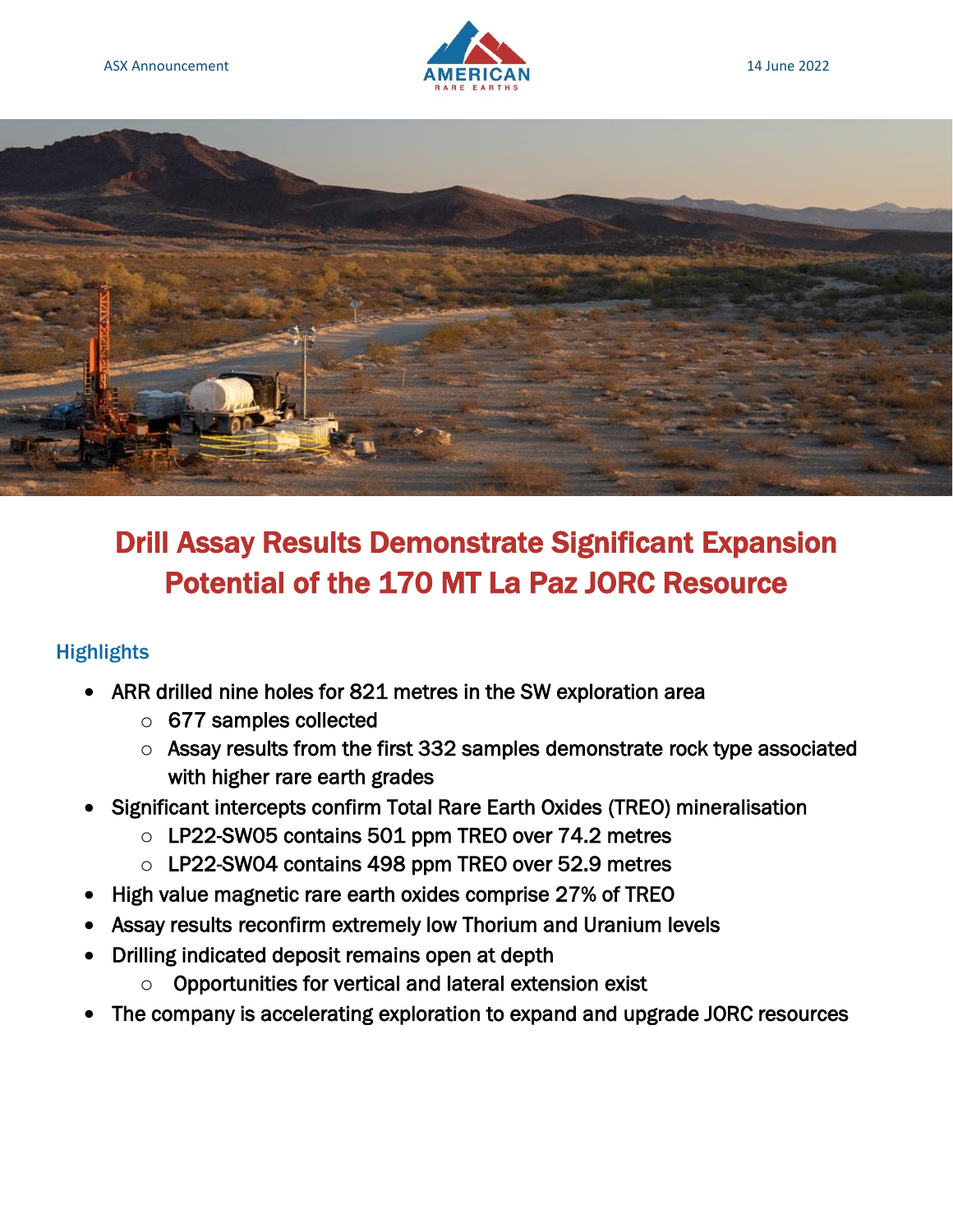ASX Announcement

14 June 2022

# Drill Assay Results Demonstrate Significant Expansion Potential of the 170 MT La Paz JORC Resource

## Highlights

- ARR drilled nine holes for 821 metres in the SW exploration area
  - 677 samples collected
  - Assay results from the first 332 samples demonstrate rock type associated with higher rare earth grades
- Significant intercepts confirm Total Rare Earth Oxides (TREO) mineralisation
  - LP22-SW05 contains 501 ppm TREO over 74.2 metres
  - LP22-SW04 contains 498 ppm TREO over 52.9 metres
- High value magnetic rare earth oxides comprise 27% of TREO
- Assay results reconfirm extremely low Thorium and Uranium levels
- Drilling indicated deposit remains open at depth
  - Opportunities for vertical and lateral extension exist
- The company is accelerating exploration to expand and upgrade JORC resources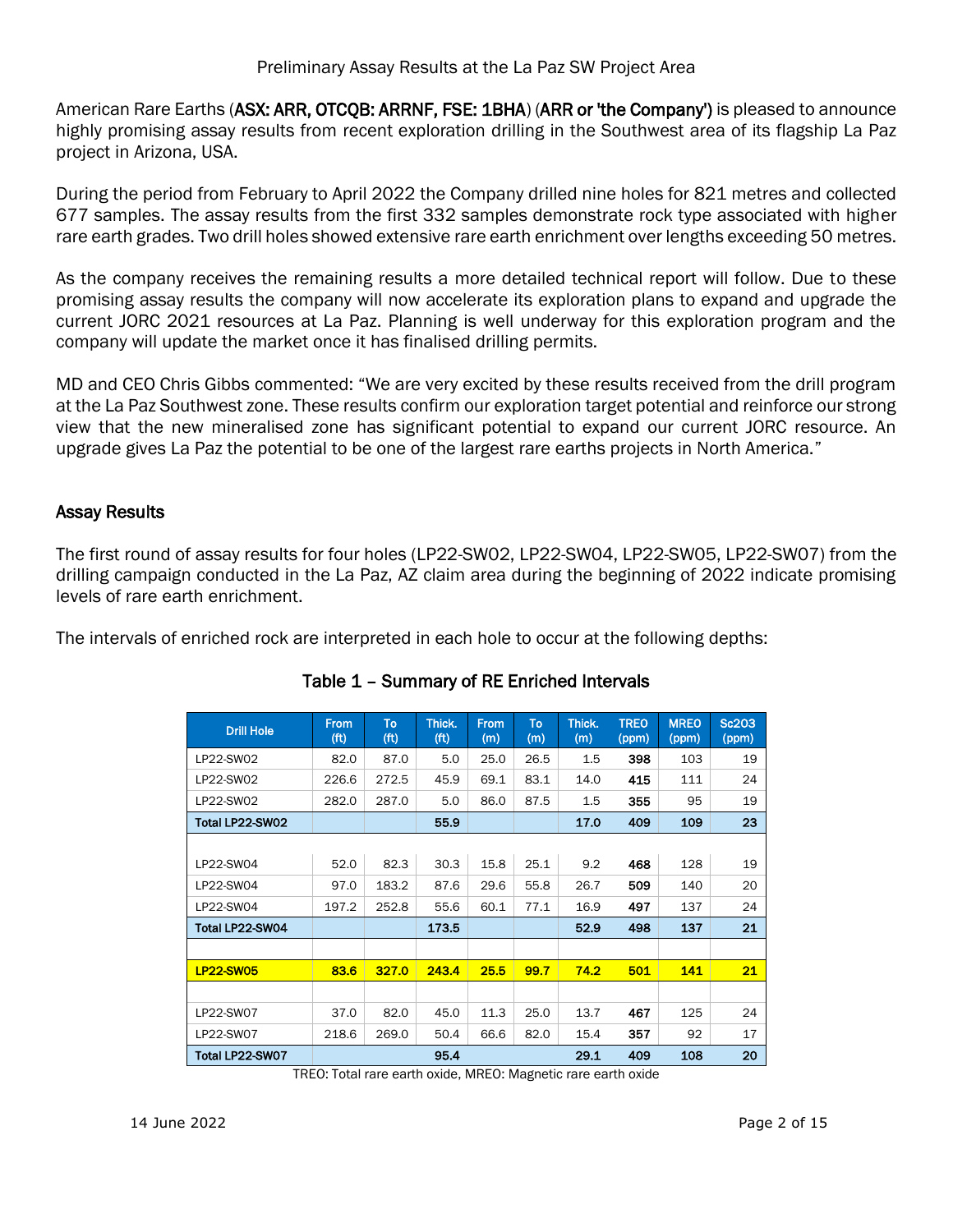Preliminary Assay Results at the La Paz SW Project Area

American Rare Earths (**ASX: ARR, OTCQB: ARRNF, FSE: 1BHA**) (**ARR or 'the Company'**) is pleased to announce highly promising assay results from recent exploration drilling in the Southwest area of its flagship La Paz project in Arizona, USA.

During the period from February to April 2022 the Company drilled nine holes for 821 metres and collected 677 samples. The assay results from the first 332 samples demonstrate rock type associated with higher rare earth grades. Two drill holes showed extensive rare earth enrichment over lengths exceeding 50 metres.

As the company receives the remaining results a more detailed technical report will follow. Due to these promising assay results the company will now accelerate its exploration plans to expand and upgrade the current JORC 2021 resources at La Paz. Planning is well underway for this exploration program and the company will update the market once it has finalised drilling permits.

MD and CEO Chris Gibbs commented: "We are very excited by these results received from the drill program at the La Paz Southwest zone. These results confirm our exploration target potential and reinforce our strong view that the new mineralised zone has significant potential to expand our current JORC resource. An upgrade gives La Paz the potential to be one of the largest rare earths projects in North America."

## Assay Results

The first round of assay results for four holes (LP22-SW02, LP22-SW04, LP22-SW05, LP22-SW07) from the drilling campaign conducted in the La Paz, AZ claim area during the beginning of 2022 indicate promising levels of rare earth enrichment.

The intervals of enriched rock are interpreted in each hole to occur at the following depths:

### Table 1 – Summary of RE Enriched Intervals

| Drill Hole | From (ft) | To (ft) | Thick. (ft) | From (m) | To (m) | Thick. (m) | TREO (ppm) | MREO (ppm) | $Sc_2O_3$ (ppm) |
|---|---|---|---|---|---|---|---|---|---|
| LP22-SW02 | 82.0 | 87.0 | 5.0 | 25.0 | 26.5 | 1.5 | **398** | 103 | 19 |
| LP22-SW02 | 226.6 | 272.5 | 45.9 | 69.1 | 83.1 | 14.0 | **415** | 111 | 24 |
| LP22-SW02 | 282.0 | 287.0 | 5.0 | 86.0 | 87.5 | 1.5 | **355** | 95 | 19 |
| **Total LP22-SW02** | | | **55.9** | | | **17.0** | **409** | **109** | **23** |
| | | | | | | | | | |
| LP22-SW04 | 52.0 | 82.3 | 30.3 | 15.8 | 25.1 | 9.2 | **468** | 128 | 19 |
| LP22-SW04 | 97.0 | 183.2 | 87.6 | 29.6 | 55.8 | 26.7 | **509** | 140 | 20 |
| LP22-SW04 | 197.2 | 252.8 | 55.6 | 60.1 | 77.1 | 16.9 | **497** | 137 | 24 |
| **Total LP22-SW04** | | | **173.5** | | | **52.9** | **498** | **137** | **21** |
| | | | | | | | | | |
| **LP22-SW05** | **83.6** | **327.0** | **243.4** | **25.5** | **99.7** | **74.2** | **501** | **141** | **21** |
| | | | | | | | | | |
| LP22-SW07 | 37.0 | 82.0 | 45.0 | 11.3 | 25.0 | 13.7 | **467** | 125 | 24 |
| LP22-SW07 | 218.6 | 269.0 | 50.4 | 66.6 | 82.0 | 15.4 | **357** | 92 | 17 |
| **Total LP22-SW07** | | | **95.4** | | | **29.1** | **409** | **108** | **20** |

TREO: Total rare earth oxide, MREO: Magnetic rare earth oxide

14 June 2022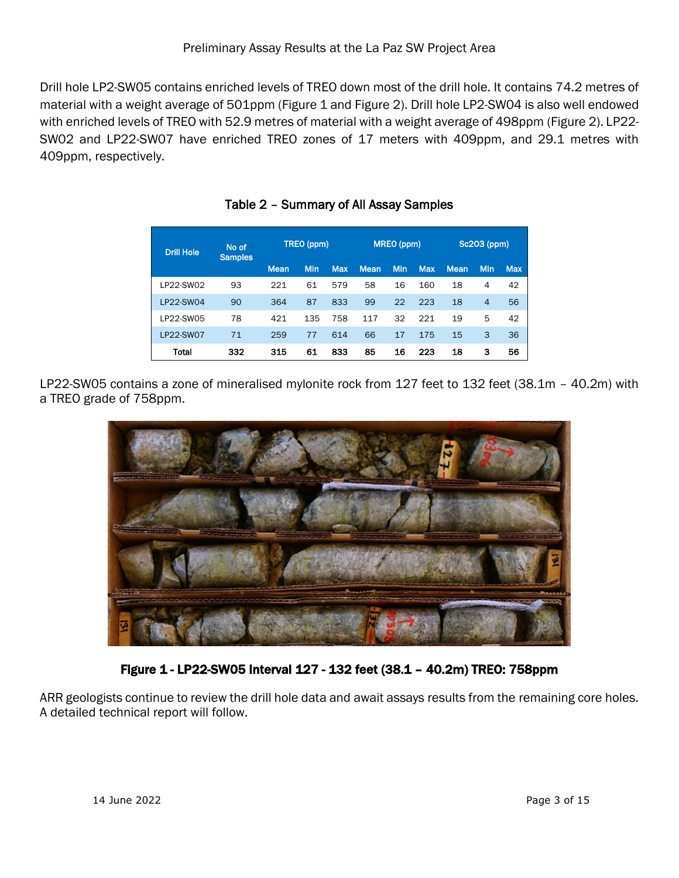Preliminary Assay Results at the La Paz SW Project Area

Drill hole LP2-SW05 contains enriched levels of TREO down most of the drill hole. It contains 74.2 metres of material with a weight average of 501ppm (Figure 1 and Figure 2). Drill hole LP2-SW04 is also well endowed with enriched levels of TREO with 52.9 metres of material with a weight average of 498ppm (Figure 2). LP22-SW02 and LP22-SW07 have enriched TREO zones of 17 meters with 409ppm, and 29.1 metres with 409ppm, respectively.

**Table 2 – Summary of All Assay Samples**

| Drill Hole | No of Samples | TREO (ppm) | | | MREO (ppm) | | | $Sc_2O_3$ (ppm) | | |
|---|---|---|---|---|---|---|---|---|---|---|
| | | Mean | Min | Max | Mean | Min | Max | Mean | Min | Max |
| LP22-SW02 | 93 | 221 | 61 | 579 | 58 | 16 | 160 | 18 | 4 | 42 |
| LP22-SW04 | 90 | 364 | 87 | 833 | 99 | 22 | 223 | 18 | 4 | 56 |
| LP22-SW05 | 78 | 421 | 135 | 758 | 117 | 32 | 221 | 19 | 5 | 42 |
| LP22-SW07 | 71 | 259 | 77 | 614 | 66 | 17 | 175 | 15 | 3 | 36 |
| **Total** | **332** | **315** | **61** | **833** | **85** | **16** | **223** | **18** | **3** | **56** |

LP22-SW05 contains a zone of mineralised mylonite rock from 127 feet to 132 feet (38.1m – 40.2m) with a TREO grade of 758ppm.

**Figure 1 - LP22-SW05 Interval 127 - 132 feet (38.1 – 40.2m) TREO: 758ppm**

ARR geologists continue to review the drill hole data and await assays results from the remaining core holes. A detailed technical report will follow.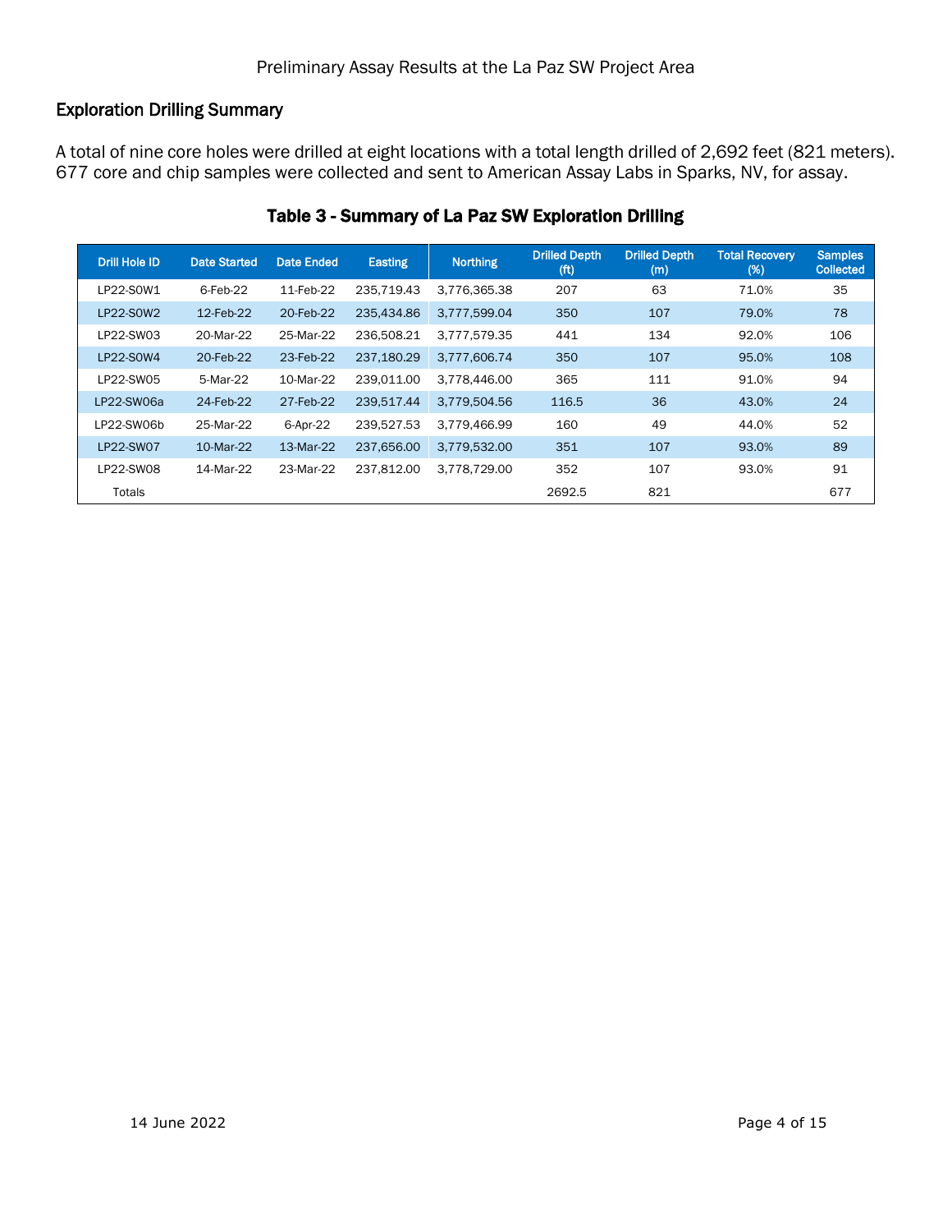Preliminary Assay Results at the La Paz SW Project Area

## Exploration Drilling Summary

A total of nine core holes were drilled at eight locations with a total length drilled of 2,692 feet (821 meters). 677 core and chip samples were collected and sent to American Assay Labs in Sparks, NV, for assay.

### Table 3 - Summary of La Paz SW Exploration Drilling

| Drill Hole ID | Date Started | Date Ended | Easting | Northing | Drilled Depth (ft) | Drilled Depth (m) | Total Recovery (%) | Samples Collected |
|---|---|---|---|---|---|---|---|---|
| LP22-S0W1 | 6-Feb-22 | 11-Feb-22 | 235,719.43 | 3,776,365.38 | 207 | 63 | 71.0% | 35 |
| LP22-S0W2 | 12-Feb-22 | 20-Feb-22 | 235,434.86 | 3,777,599.04 | 350 | 107 | 79.0% | 78 |
| LP22-SW03 | 20-Mar-22 | 25-Mar-22 | 236,508.21 | 3,777,579.35 | 441 | 134 | 92.0% | 106 |
| LP22-S0W4 | 20-Feb-22 | 23-Feb-22 | 237,180.29 | 3,777,606.74 | 350 | 107 | 95.0% | 108 |
| LP22-SW05 | 5-Mar-22 | 10-Mar-22 | 239,011.00 | 3,778,446.00 | 365 | 111 | 91.0% | 94 |
| LP22-SW06a | 24-Feb-22 | 27-Feb-22 | 239,517.44 | 3,779,504.56 | 116.5 | 36 | 43.0% | 24 |
| LP22-SW06b | 25-Mar-22 | 6-Apr-22 | 239,527.53 | 3,779,466.99 | 160 | 49 | 44.0% | 52 |
| LP22-SW07 | 10-Mar-22 | 13-Mar-22 | 237,656.00 | 3,779,532.00 | 351 | 107 | 93.0% | 89 |
| LP22-SW08 | 14-Mar-22 | 23-Mar-22 | 237,812.00 | 3,778,729.00 | 352 | 107 | 93.0% | 91 |
| Totals | | | | | 2692.5 | 821 | | 677 |

14 June 2022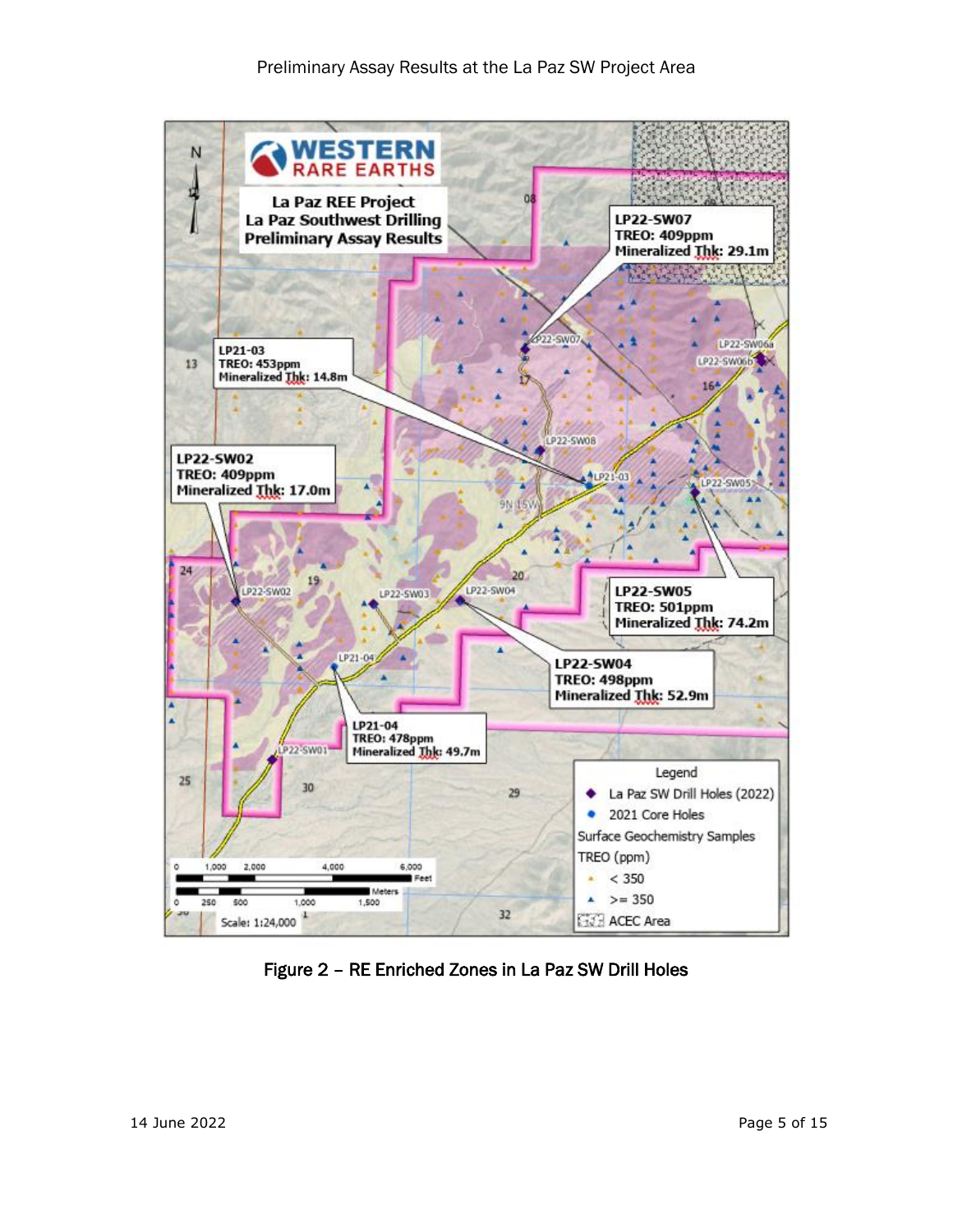Preliminary Assay Results at the La Paz SW Project Area

Figure 2 – RE Enriched Zones in La Paz SW Drill Holes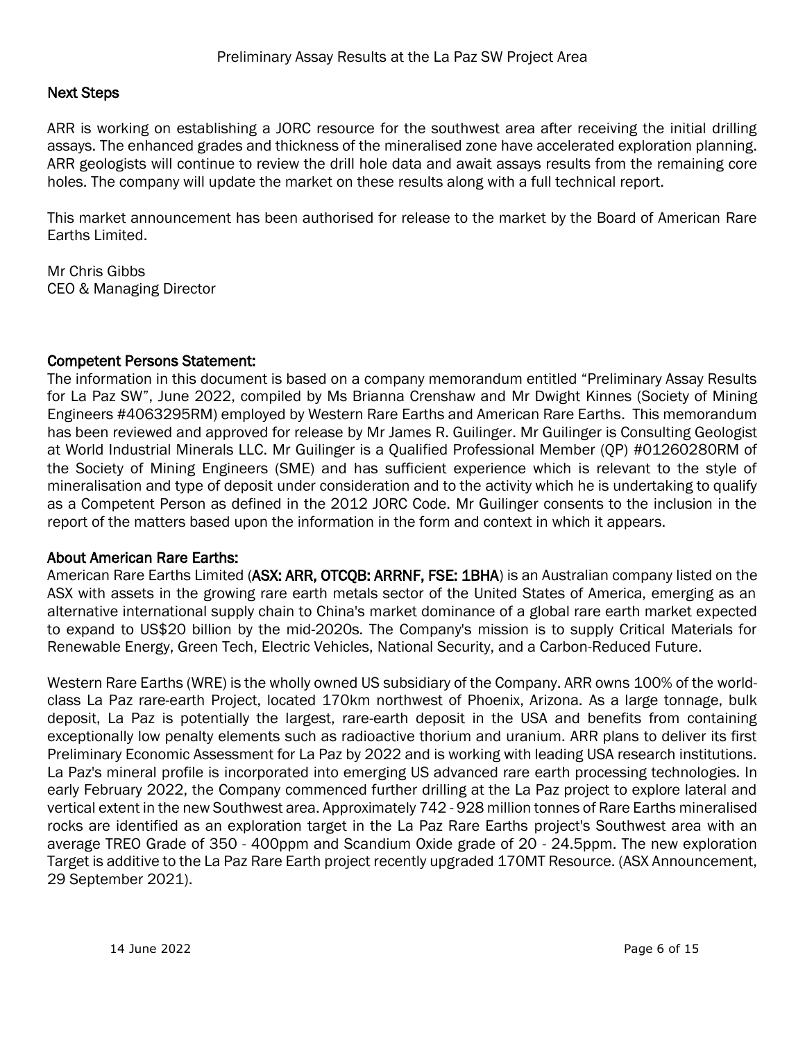## Next Steps

ARR is working on establishing a JORC resource for the southwest area after receiving the initial drilling assays. The enhanced grades and thickness of the mineralised zone have accelerated exploration planning. ARR geologists will continue to review the drill hole data and await assays results from the remaining core holes. The company will update the market on these results along with a full technical report.

This market announcement has been authorised for release to the market by the Board of American Rare Earths Limited.

Mr Chris Gibbs
CEO & Managing Director

## Competent Persons Statement:

The information in this document is based on a company memorandum entitled "Preliminary Assay Results for La Paz SW", June 2022, compiled by Ms Brianna Crenshaw and Mr Dwight Kinnes (Society of Mining Engineers #4063295RM) employed by Western Rare Earths and American Rare Earths. This memorandum has been reviewed and approved for release by Mr James R. Guilinger. Mr Guilinger is Consulting Geologist at World Industrial Minerals LLC. Mr Guilinger is a Qualified Professional Member (QP) #01260280RM of the Society of Mining Engineers (SME) and has sufficient experience which is relevant to the style of mineralisation and type of deposit under consideration and to the activity which he is undertaking to qualify as a Competent Person as defined in the 2012 JORC Code. Mr Guilinger consents to the inclusion in the report of the matters based upon the information in the form and context in which it appears.

## About American Rare Earths:

American Rare Earths Limited (**ASX: ARR, OTCQB: ARRNF, FSE: 1BHA**) is an Australian company listed on the ASX with assets in the growing rare earth metals sector of the United States of America, emerging as an alternative international supply chain to China's market dominance of a global rare earth market expected to expand to US$20 billion by the mid-2020s. The Company's mission is to supply Critical Materials for Renewable Energy, Green Tech, Electric Vehicles, National Security, and a Carbon-Reduced Future.

Western Rare Earths (WRE) is the wholly owned US subsidiary of the Company. ARR owns 100% of the world-class La Paz rare-earth Project, located 170km northwest of Phoenix, Arizona. As a large tonnage, bulk deposit, La Paz is potentially the largest, rare-earth deposit in the USA and benefits from containing exceptionally low penalty elements such as radioactive thorium and uranium. ARR plans to deliver its first Preliminary Economic Assessment for La Paz by 2022 and is working with leading USA research institutions. La Paz's mineral profile is incorporated into emerging US advanced rare earth processing technologies. In early February 2022, the Company commenced further drilling at the La Paz project to explore lateral and vertical extent in the new Southwest area. Approximately 742 - 928 million tonnes of Rare Earths mineralised rocks are identified as an exploration target in the La Paz Rare Earths project's Southwest area with an average TREO Grade of 350 - 400ppm and Scandium Oxide grade of 20 - 24.5ppm. The new exploration Target is additive to the La Paz Rare Earth project recently upgraded 170MT Resource. (ASX Announcement, 29 September 2021).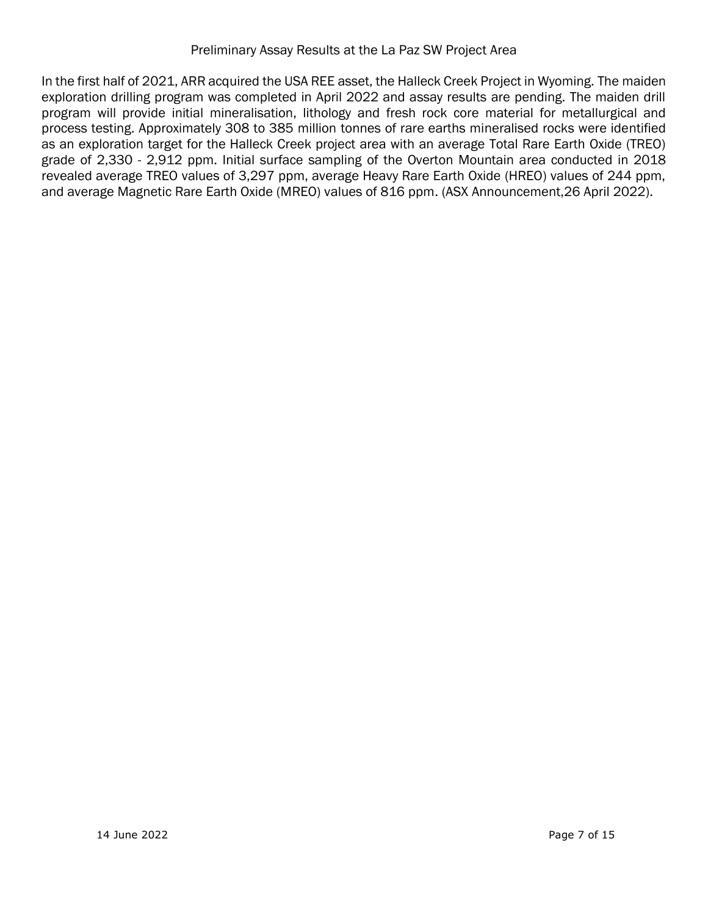Preliminary Assay Results at the La Paz SW Project Area

In the first half of 2021, ARR acquired the USA REE asset, the Halleck Creek Project in Wyoming. The maiden exploration drilling program was completed in April 2022 and assay results are pending. The maiden drill program will provide initial mineralisation, lithology and fresh rock core material for metallurgical and process testing. Approximately 308 to 385 million tonnes of rare earths mineralised rocks were identified as an exploration target for the Halleck Creek project area with an average Total Rare Earth Oxide (TREO) grade of 2,330 - 2,912 ppm. Initial surface sampling of the Overton Mountain area conducted in 2018 revealed average TREO values of 3,297 ppm, average Heavy Rare Earth Oxide (HREO) values of 244 ppm, and average Magnetic Rare Earth Oxide (MREO) values of 816 ppm. (ASX Announcement,26 April 2022).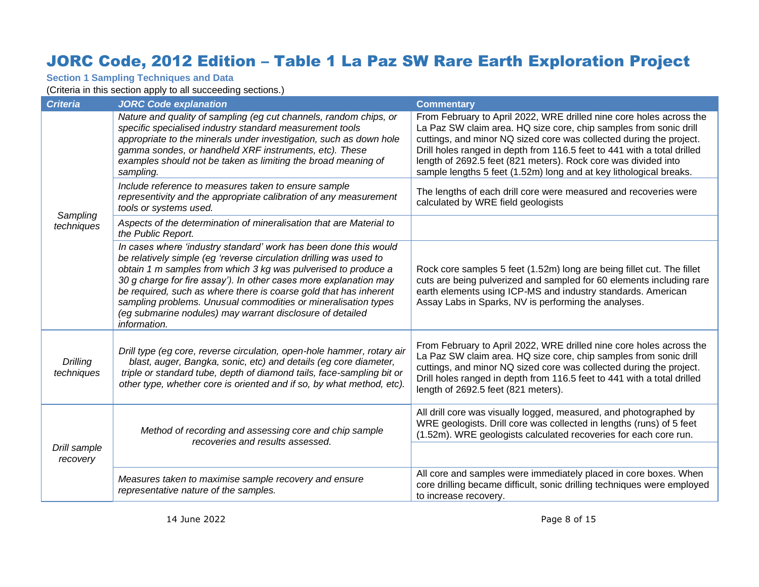# JORC Code, 2012 Edition – Table 1 La Paz SW Rare Earth Exploration Project

### Section 1 Sampling Techniques and Data

(Criteria in this section apply to all succeeding sections.)

| *Criteria* | *JORC Code explanation* | Commentary |
|---|---|---|
| *Sampling techniques* | *Nature and quality of sampling (eg cut channels, random chips, or specific specialised industry standard measurement tools appropriate to the minerals under investigation, such as down hole gamma sondes, or handheld XRF instruments, etc). These examples should not be taken as limiting the broad meaning of sampling.* | From February to April 2022, WRE drilled nine core holes across the La Paz SW claim area. HQ size core, chip samples from sonic drill cuttings, and minor NQ sized core was collected during the project. Drill holes ranged in depth from 116.5 feet to 441 with a total drilled length of 2692.5 feet (821 meters). Rock core was divided into sample lengths 5 feet (1.52m) long and at key lithological breaks. |
| | *Include reference to measures taken to ensure sample representivity and the appropriate calibration of any measurement tools or systems used.* | The lengths of each drill core were measured and recoveries were calculated by WRE field geologists |
| | *Aspects of the determination of mineralisation that are Material to the Public Report.* | |
| | *In cases where 'industry standard' work has been done this would be relatively simple (eg 'reverse circulation drilling was used to obtain 1 m samples from which 3 kg was pulverised to produce a 30 g charge for fire assay'). In other cases more explanation may be required, such as where there is coarse gold that has inherent sampling problems. Unusual commodities or mineralisation types (eg submarine nodules) may warrant disclosure of detailed information.* | Rock core samples 5 feet (1.52m) long are being fillet cut. The fillet cuts are being pulverized and sampled for 60 elements including rare earth elements using ICP-MS and industry standards. American Assay Labs in Sparks, NV is performing the analyses. |
| *Drilling techniques* | *Drill type (eg core, reverse circulation, open-hole hammer, rotary air blast, auger, Bangka, sonic, etc) and details (eg core diameter, triple or standard tube, depth of diamond tails, face-sampling bit or other type, whether core is oriented and if so, by what method, etc).* | From February to April 2022, WRE drilled nine core holes across the La Paz SW claim area. HQ size core, chip samples from sonic drill cuttings, and minor NQ sized core was collected during the project. Drill holes ranged in depth from 116.5 feet to 441 with a total drilled length of 2692.5 feet (821 meters). |
| *Drill sample recovery* | *Method of recording and assessing core and chip sample recoveries and results assessed.* | All drill core was visually logged, measured, and photographed by WRE geologists. Drill core was collected in lengths (runs) of 5 feet (1.52m). WRE geologists calculated recoveries for each core run. |
| | | |
| | *Measures taken to maximise sample recovery and ensure representative nature of the samples.* | All core and samples were immediately placed in core boxes. When core drilling became difficult, sonic drilling techniques were employed to increase recovery. |

14 June 2022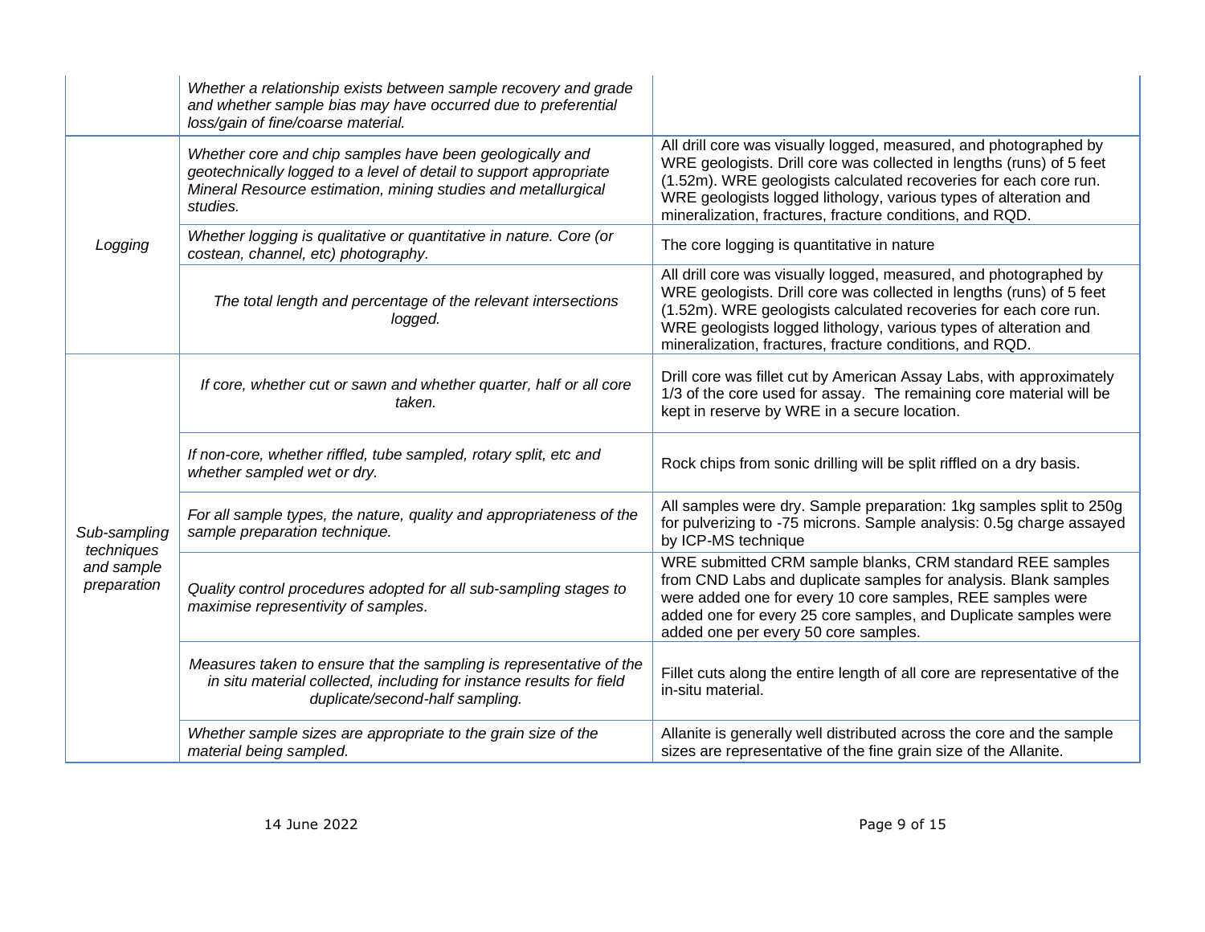| | | |
|---|---|---|
| | *Whether a relationship exists between sample recovery and grade and whether sample bias may have occurred due to preferential loss/gain of fine/coarse material.* | |
| *Logging* | *Whether core and chip samples have been geologically and geotechnically logged to a level of detail to support appropriate Mineral Resource estimation, mining studies and metallurgical studies.* | All drill core was visually logged, measured, and photographed by WRE geologists. Drill core was collected in lengths (runs) of 5 feet (1.52m). WRE geologists calculated recoveries for each core run. WRE geologists logged lithology, various types of alteration and mineralization, fractures, fracture conditions, and RQD. |
| | *Whether logging is qualitative or quantitative in nature. Core (or costean, channel, etc) photography.* | The core logging is quantitative in nature |
| | *The total length and percentage of the relevant intersections logged.* | All drill core was visually logged, measured, and photographed by WRE geologists. Drill core was collected in lengths (runs) of 5 feet (1.52m). WRE geologists calculated recoveries for each core run. WRE geologists logged lithology, various types of alteration and mineralization, fractures, fracture conditions, and RQD. |
| *Sub-sampling techniques and sample preparation* | *If core, whether cut or sawn and whether quarter, half or all core taken.* | Drill core was fillet cut by American Assay Labs, with approximately 1/3 of the core used for assay. The remaining core material will be kept in reserve by WRE in a secure location. |
| | *If non-core, whether riffled, tube sampled, rotary split, etc and whether sampled wet or dry.* | Rock chips from sonic drilling will be split riffled on a dry basis. |
| | *For all sample types, the nature, quality and appropriateness of the sample preparation technique.* | All samples were dry. Sample preparation: 1kg samples split to 250g for pulverizing to -75 microns. Sample analysis: 0.5g charge assayed by ICP-MS technique |
| | *Quality control procedures adopted for all sub-sampling stages to maximise representivity of samples.* | WRE submitted CRM sample blanks, CRM standard REE samples from CND Labs and duplicate samples for analysis. Blank samples were added one for every 10 core samples, REE samples were added one for every 25 core samples, and Duplicate samples were added one per every 50 core samples. |
| | *Measures taken to ensure that the sampling is representative of the in situ material collected, including for instance results for field duplicate/second-half sampling.* | Fillet cuts along the entire length of all core are representative of the in-situ material. |
| | *Whether sample sizes are appropriate to the grain size of the material being sampled.* | Allanite is generally well distributed across the core and the sample sizes are representative of the fine grain size of the Allanite. |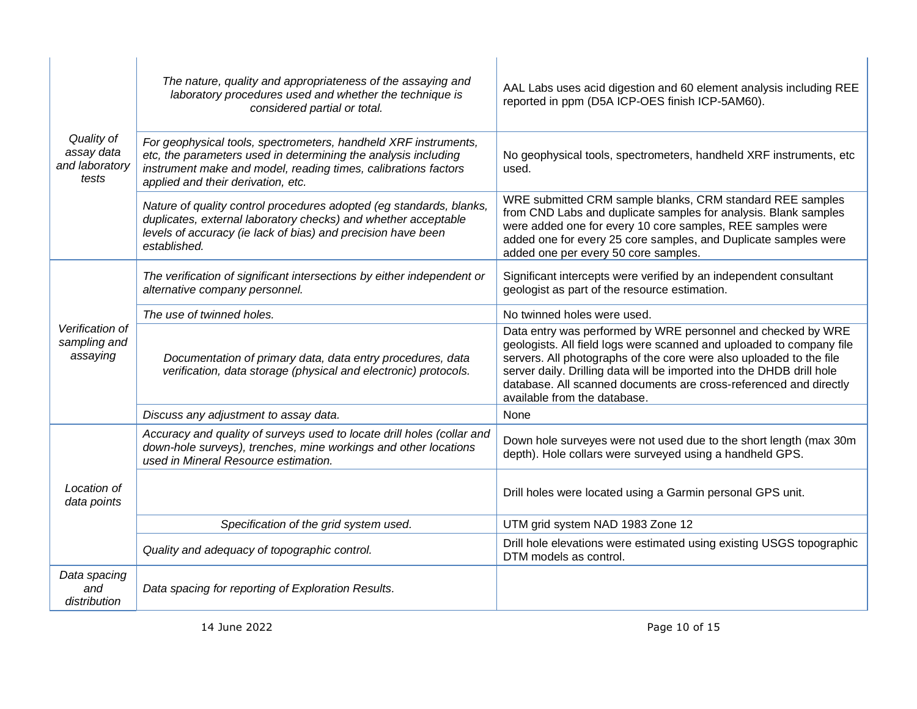| | | |
|---|---|---|
| *Quality of assay data and laboratory tests* | *The nature, quality and appropriateness of the assaying and laboratory procedures used and whether the technique is considered partial or total.* | AAL Labs uses acid digestion and 60 element analysis including REE reported in ppm (D5A ICP-OES finish ICP-5AM60). |
| | *For geophysical tools, spectrometers, handheld XRF instruments, etc, the parameters used in determining the analysis including instrument make and model, reading times, calibrations factors applied and their derivation, etc.* | No geophysical tools, spectrometers, handheld XRF instruments, etc used. |
| | *Nature of quality control procedures adopted (eg standards, blanks, duplicates, external laboratory checks) and whether acceptable levels of accuracy (ie lack of bias) and precision have been established.* | WRE submitted CRM sample blanks, CRM standard REE samples from CND Labs and duplicate samples for analysis. Blank samples were added one for every 10 core samples, REE samples were added one for every 25 core samples, and Duplicate samples were added one per every 50 core samples. |
| *Verification of sampling and assaying* | *The verification of significant intersections by either independent or alternative company personnel.* | Significant intercepts were verified by an independent consultant geologist as part of the resource estimation. |
| | *The use of twinned holes.* | No twinned holes were used. |
| | *Documentation of primary data, data entry procedures, data verification, data storage (physical and electronic) protocols.* | Data entry was performed by WRE personnel and checked by WRE geologists. All field logs were scanned and uploaded to company file servers. All photographs of the core were also uploaded to the file server daily. Drilling data will be imported into the DHDB drill hole database. All scanned documents are cross-referenced and directly available from the database. |
| | *Discuss any adjustment to assay data.* | None |
| *Location of data points* | *Accuracy and quality of surveys used to locate drill holes (collar and down-hole surveys), trenches, mine workings and other locations used in Mineral Resource estimation.* | Down hole surveyes were not used due to the short length (max 30m depth). Hole collars were surveyed using a handheld GPS. |
| | | Drill holes were located using a Garmin personal GPS unit. |
| | *Specification of the grid system used.* | UTM grid system NAD 1983 Zone 12 |
| | *Quality and adequacy of topographic control.* | Drill hole elevations were estimated using existing USGS topographic DTM models as control. |
| *Data spacing and distribution* | *Data spacing for reporting of Exploration Results.* | |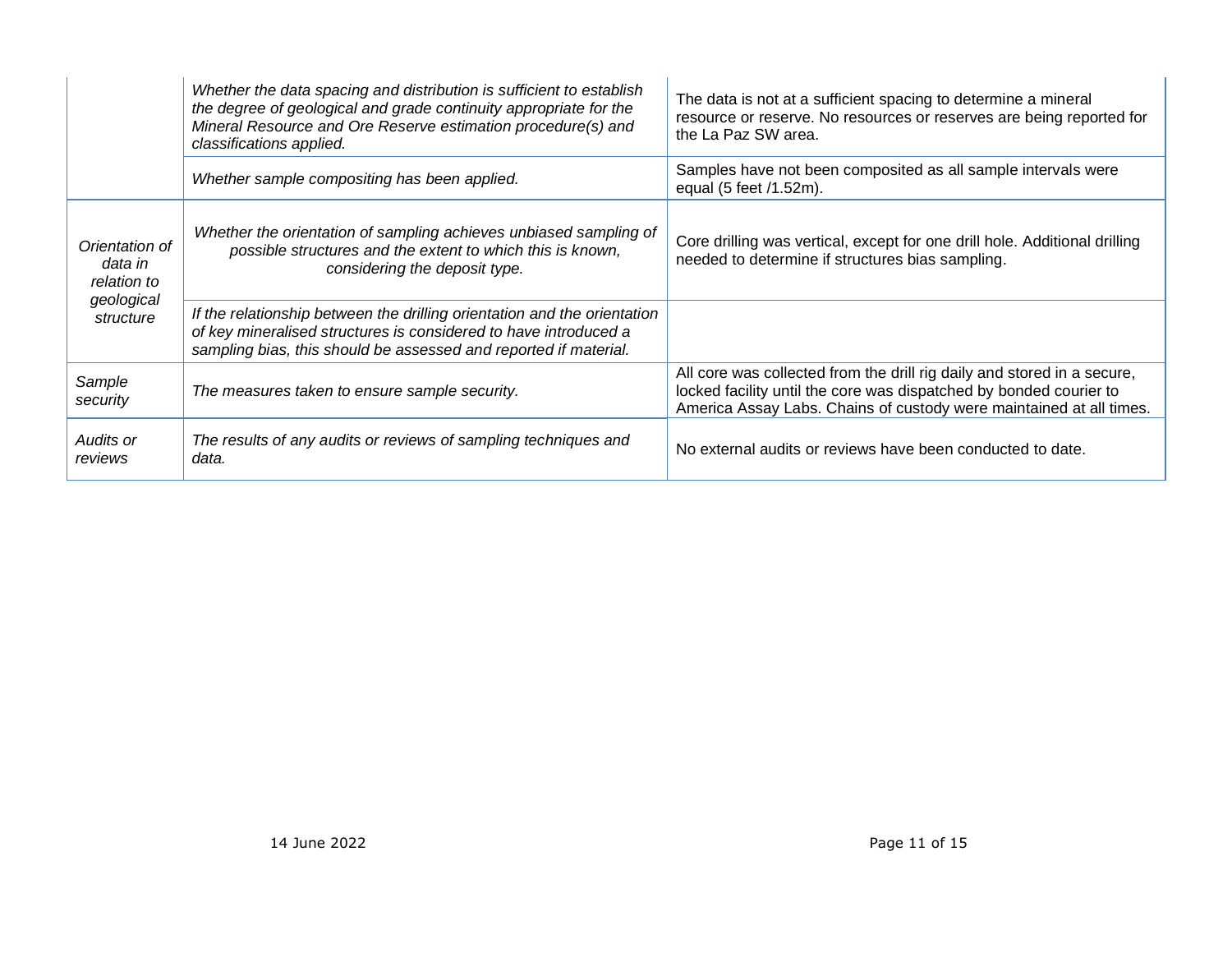| | | |
|---|---|---|
| | *Whether the data spacing and distribution is sufficient to establish the degree of geological and grade continuity appropriate for the Mineral Resource and Ore Reserve estimation procedure(s) and classifications applied.* | The data is not at a sufficient spacing to determine a mineral resource or reserve. No resources or reserves are being reported for the La Paz SW area. |
| | *Whether sample compositing has been applied.* | Samples have not been composited as all sample intervals were equal (5 feet /1.52m). |
| *Orientation of data in relation to geological structure* | *Whether the orientation of sampling achieves unbiased sampling of possible structures and the extent to which this is known, considering the deposit type.* | Core drilling was vertical, except for one drill hole. Additional drilling needed to determine if structures bias sampling. |
| | *If the relationship between the drilling orientation and the orientation of key mineralised structures is considered to have introduced a sampling bias, this should be assessed and reported if material.* | |
| *Sample security* | *The measures taken to ensure sample security.* | All core was collected from the drill rig daily and stored in a secure, locked facility until the core was dispatched by bonded courier to America Assay Labs. Chains of custody were maintained at all times. |
| *Audits or reviews* | *The results of any audits or reviews of sampling techniques and data.* | No external audits or reviews have been conducted to date. |

14 June 2022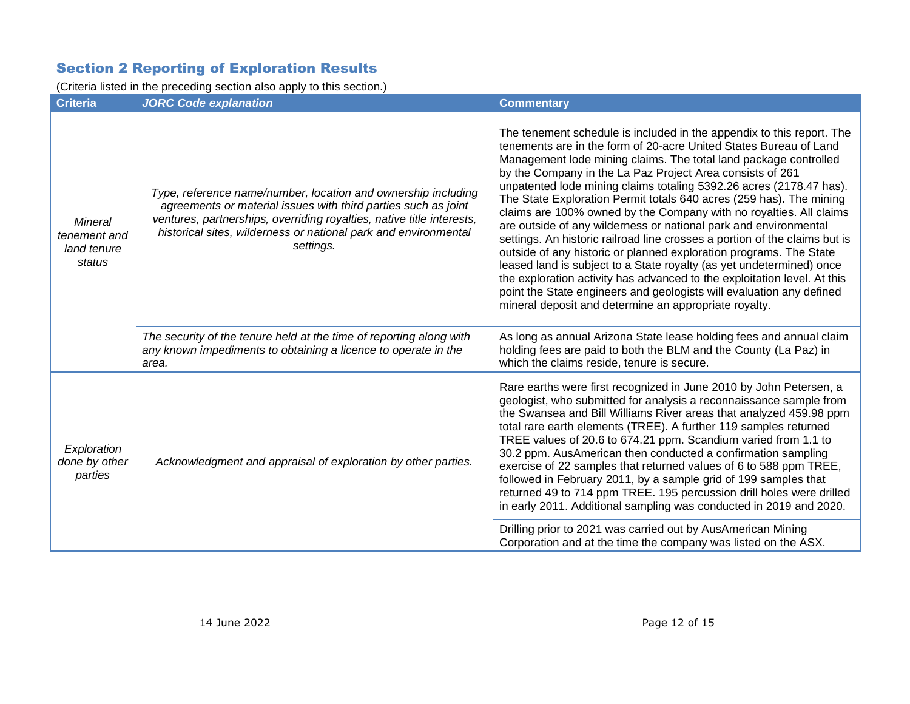## Section 2 Reporting of Exploration Results

(Criteria listed in the preceding section also apply to this section.)

| Criteria | JORC Code explanation | Commentary |
|---|---|---|
| *Mineral tenement and land tenure status* | *Type, reference name/number, location and ownership including agreements or material issues with third parties such as joint ventures, partnerships, overriding royalties, native title interests, historical sites, wilderness or national park and environmental settings.* | The tenement schedule is included in the appendix to this report. The tenements are in the form of 20-acre United States Bureau of Land Management lode mining claims. The total land package controlled by the Company in the La Paz Project Area consists of 261 unpatented lode mining claims totaling 5392.26 acres (2178.47 has). The State Exploration Permit totals 640 acres (259 has). The mining claims are 100% owned by the Company with no royalties. All claims are outside of any wilderness or national park and environmental settings. An historic railroad line crosses a portion of the claims but is outside of any historic or planned exploration programs. The State leased land is subject to a State royalty (as yet undetermined) once the exploration activity has advanced to the exploitation level. At this point the State engineers and geologists will evaluation any defined mineral deposit and determine an appropriate royalty. |
| | *The security of the tenure held at the time of reporting along with any known impediments to obtaining a licence to operate in the area.* | As long as annual Arizona State lease holding fees and annual claim holding fees are paid to both the BLM and the County (La Paz) in which the claims reside, tenure is secure. |
| *Exploration done by other parties* | *Acknowledgment and appraisal of exploration by other parties.* | Rare earths were first recognized in June 2010 by John Petersen, a geologist, who submitted for analysis a reconnaissance sample from the Swansea and Bill Williams River areas that analyzed 459.98 ppm total rare earth elements (TREE). A further 119 samples returned TREE values of 20.6 to 674.21 ppm. Scandium varied from 1.1 to 30.2 ppm. AusAmerican then conducted a confirmation sampling exercise of 22 samples that returned values of 6 to 588 ppm TREE, followed in February 2011, by a sample grid of 199 samples that returned 49 to 714 ppm TREE. 195 percussion drill holes were drilled in early 2011. Additional sampling was conducted in 2019 and 2020. |
| | | Drilling prior to 2021 was carried out by AusAmerican Mining Corporation and at the time the company was listed on the ASX. |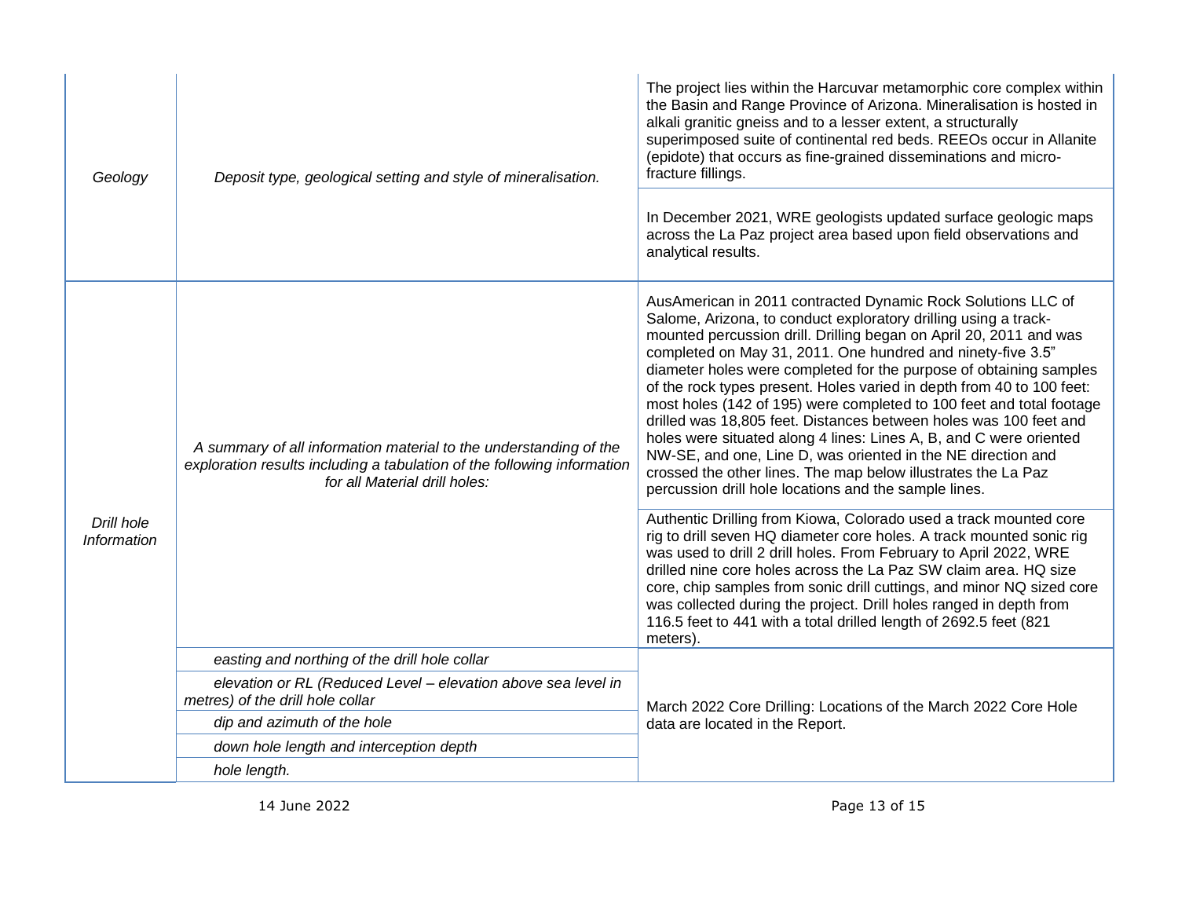| | | |
|---|---|---|
| *Geology* | *Deposit type, geological setting and style of mineralisation.* | The project lies within the Harcuvar metamorphic core complex within the Basin and Range Province of Arizona. Mineralisation is hosted in alkali granitic gneiss and to a lesser extent, a structurally superimposed suite of continental red beds. REEOs occur in Allanite (epidote) that occurs as fine-grained disseminations and micro-fracture fillings.<br><br>In December 2021, WRE geologists updated surface geologic maps across the La Paz project area based upon field observations and analytical results. |
| *Drill hole Information* | *A summary of all information material to the understanding of the exploration results including a tabulation of the following information for all Material drill holes:* | AusAmerican in 2011 contracted Dynamic Rock Solutions LLC of Salome, Arizona, to conduct exploratory drilling using a track-mounted percussion drill. Drilling began on April 20, 2011 and was completed on May 31, 2011. One hundred and ninety-five 3.5" diameter holes were completed for the purpose of obtaining samples of the rock types present. Holes varied in depth from 40 to 100 feet: most holes (142 of 195) were completed to 100 feet and total footage drilled was 18,805 feet. Distances between holes was 100 feet and holes were situated along 4 lines: Lines A, B, and C were oriented NW-SE, and one, Line D, was oriented in the NE direction and crossed the other lines. The map below illustrates the La Paz percussion drill hole locations and the sample lines.<br><br>Authentic Drilling from Kiowa, Colorado used a track mounted core rig to drill seven HQ diameter core holes. A track mounted sonic rig was used to drill 2 drill holes. From February to April 2022, WRE drilled nine core holes across the La Paz SW claim area. HQ size core, chip samples from sonic drill cuttings, and minor NQ sized core was collected during the project. Drill holes ranged in depth from 116.5 feet to 441 with a total drilled length of 2692.5 feet (821 meters). |
| | *easting and northing of the drill hole collar*<br>*elevation or RL (Reduced Level – elevation above sea level in metres) of the drill hole collar*<br>*dip and azimuth of the hole*<br>*down hole length and interception depth*<br>*hole length.* | March 2022 Core Drilling: Locations of the March 2022 Core Hole data are located in the Report. |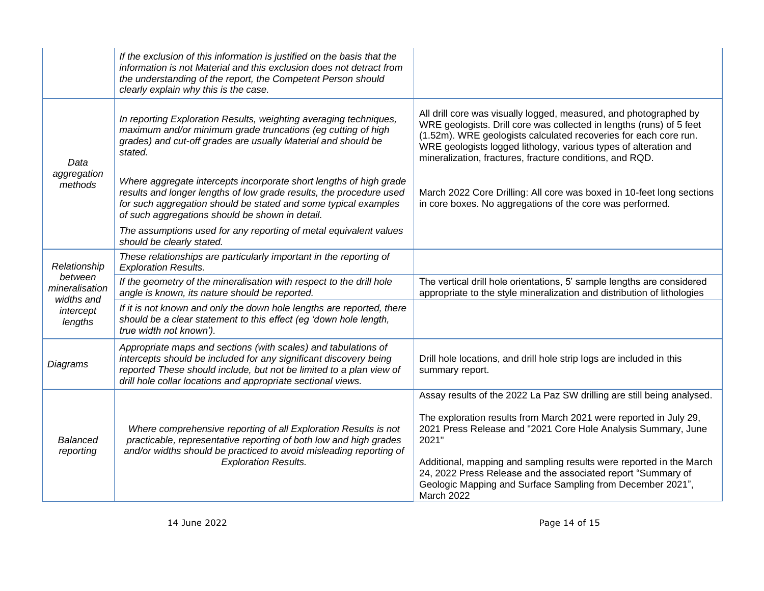| | | |
|---|---|---|
| | *If the exclusion of this information is justified on the basis that the information is not Material and this exclusion does not detract from the understanding of the report, the Competent Person should clearly explain why this is the case.* | |
| *Data aggregation methods* | *In reporting Exploration Results, weighting averaging techniques, maximum and/or minimum grade truncations (eg cutting of high grades) and cut-off grades are usually Material and should be stated.*<br><br>*Where aggregate intercepts incorporate short lengths of high grade results and longer lengths of low grade results, the procedure used for such aggregation should be stated and some typical examples of such aggregations should be shown in detail.*<br><br>*The assumptions used for any reporting of metal equivalent values should be clearly stated.* | All drill core was visually logged, measured, and photographed by WRE geologists. Drill core was collected in lengths (runs) of 5 feet (1.52m). WRE geologists calculated recoveries for each core run. WRE geologists logged lithology, various types of alteration and mineralization, fractures, fracture conditions, and RQD.<br><br>March 2022 Core Drilling: All core was boxed in 10-feet long sections in core boxes. No aggregations of the core was performed. |
| *Relationship between mineralisation widths and intercept lengths* | *These relationships are particularly important in the reporting of Exploration Results.* | |
| | *If the geometry of the mineralisation with respect to the drill hole angle is known, its nature should be reported.* | The vertical drill hole orientations, 5' sample lengths are considered appropriate to the style mineralization and distribution of lithologies |
| | *If it is not known and only the down hole lengths are reported, there should be a clear statement to this effect (eg 'down hole length, true width not known').* | |
| *Diagrams* | *Appropriate maps and sections (with scales) and tabulations of intercepts should be included for any significant discovery being reported These should include, but not be limited to a plan view of drill hole collar locations and appropriate sectional views.* | Drill hole locations, and drill hole strip logs are included in this summary report. |
| *Balanced reporting* | *Where comprehensive reporting of all Exploration Results is not practicable, representative reporting of both low and high grades and/or widths should be practiced to avoid misleading reporting of Exploration Results.* | Assay results of the 2022 La Paz SW drilling are still being analysed.<br><br>The exploration results from March 2021 were reported in July 29, 2021 Press Release and "2021 Core Hole Analysis Summary, June 2021"<br><br>Additional, mapping and sampling results were reported in the March 24, 2022 Press Release and the associated report "Summary of Geologic Mapping and Surface Sampling from December 2021", March 2022 |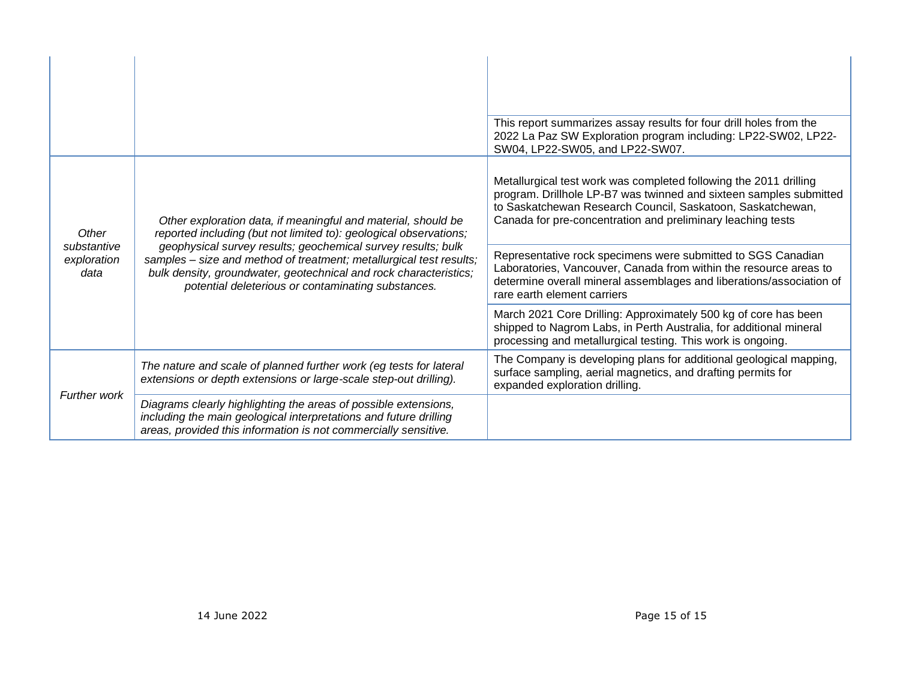| | | |
|---|---|---|
| | | This report summarizes assay results for four drill holes from the 2022 La Paz SW Exploration program including: LP22-SW02, LP22-SW04, LP22-SW05, and LP22-SW07. |
| *Other substantive exploration data* | *Other exploration data, if meaningful and material, should be reported including (but not limited to): geological observations; geophysical survey results; geochemical survey results; bulk samples – size and method of treatment; metallurgical test results; bulk density, groundwater, geotechnical and rock characteristics; potential deleterious or contaminating substances.* | Metallurgical test work was completed following the 2011 drilling program. Drillhole LP-B7 was twinned and sixteen samples submitted to Saskatchewan Research Council, Saskatoon, Saskatchewan, Canada for pre-concentration and preliminary leaching tests |
| | | Representative rock specimens were submitted to SGS Canadian Laboratories, Vancouver, Canada from within the resource areas to determine overall mineral assemblages and liberations/association of rare earth element carriers |
| | | March 2021 Core Drilling: Approximately 500 kg of core has been shipped to Nagrom Labs, in Perth Australia, for additional mineral processing and metallurgical testing. This work is ongoing. |
| *Further work* | *The nature and scale of planned further work (eg tests for lateral extensions or depth extensions or large-scale step-out drilling).* | The Company is developing plans for additional geological mapping, surface sampling, aerial magnetics, and drafting permits for expanded exploration drilling. |
| | *Diagrams clearly highlighting the areas of possible extensions, including the main geological interpretations and future drilling areas, provided this information is not commercially sensitive.* | |

14 June 2022